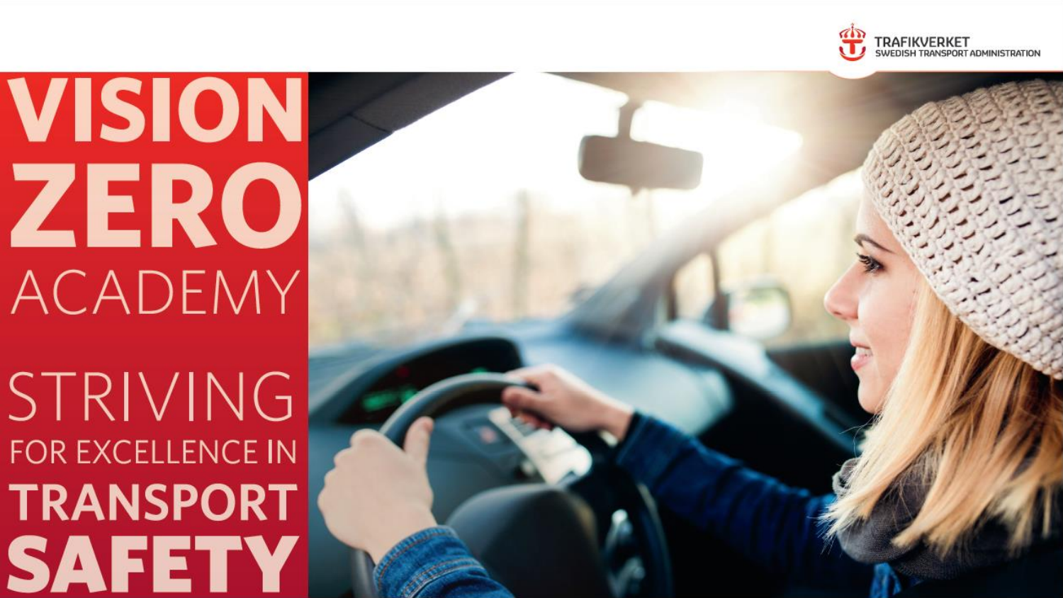TRAFIKVERKET
SWEDISH TRANSPORT ADMINISTRATION

# VISION ZERO ACADEMY

## STRIVING FOR EXCELLENCE IN TRANSPORT SAFETY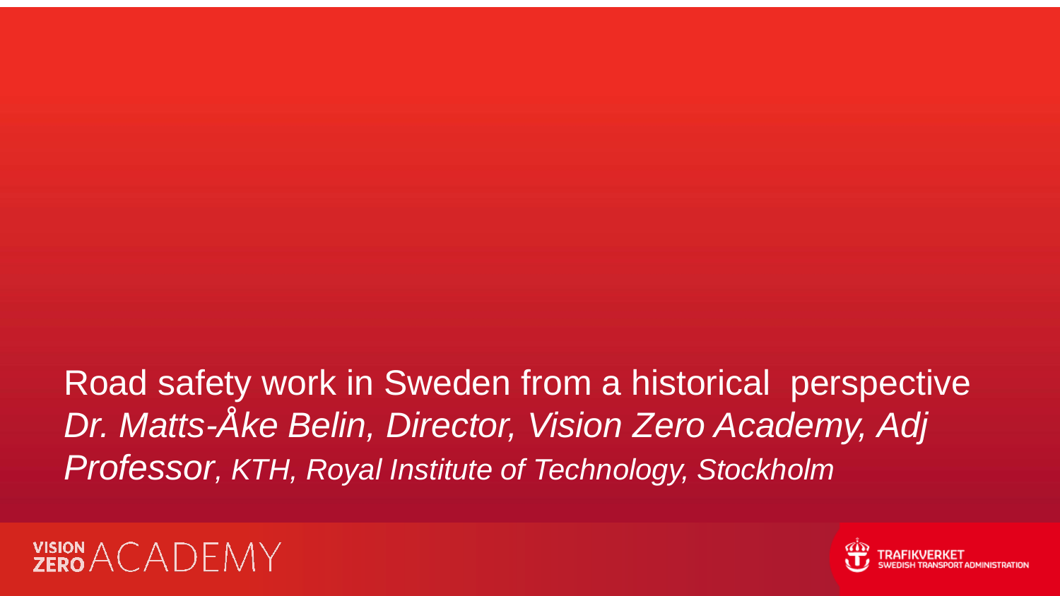# Road safety work in Sweden from a historical perspective

*Dr. Matts-Åke Belin, Director, Vision Zero Academy, Adj Professor, KTH, Royal Institute of Technology, Stockholm*

VISION ZERO ACADEMY

TRAFIKVERKET
SWEDISH TRANSPORT ADMINISTRATION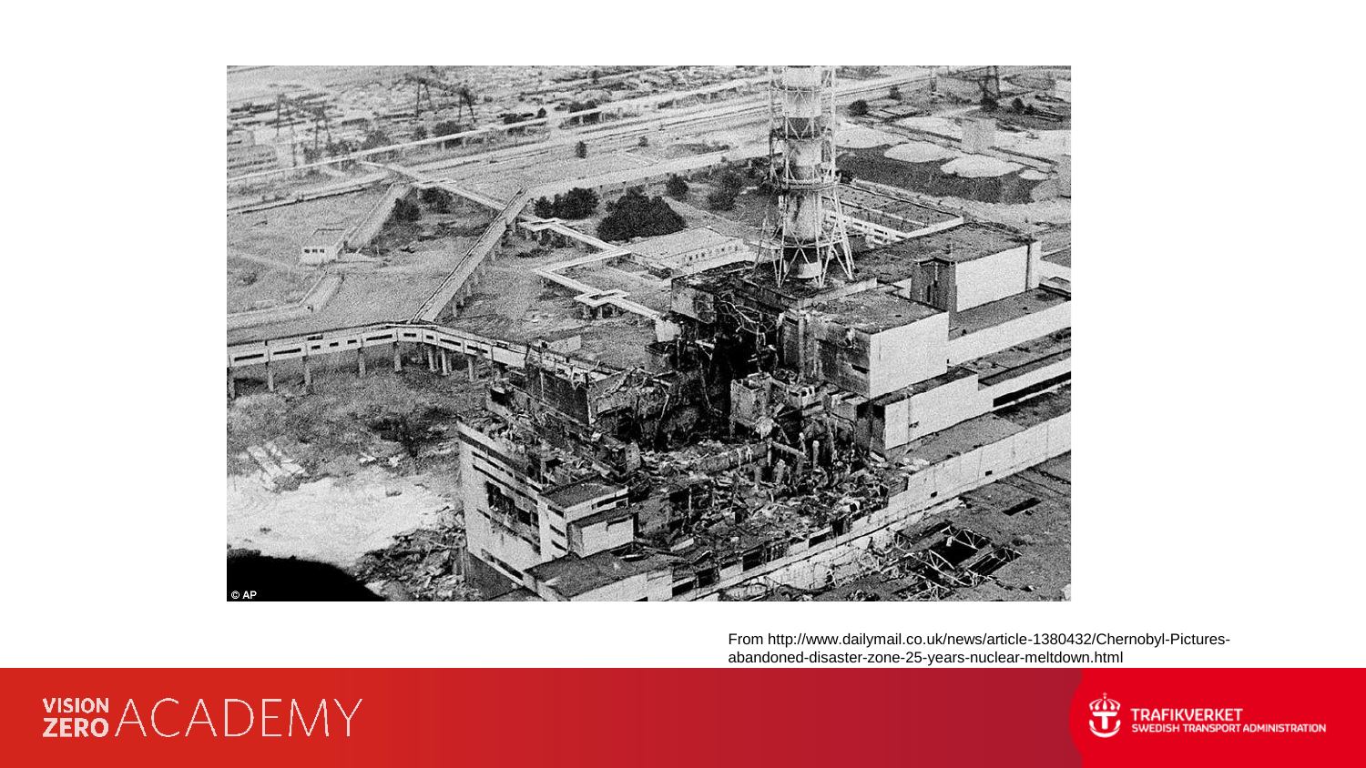From http://www.dailymail.co.uk/news/article-1380432/Chernobyl-Pictures-abandoned-disaster-zone-25-years-nuclear-meltdown.html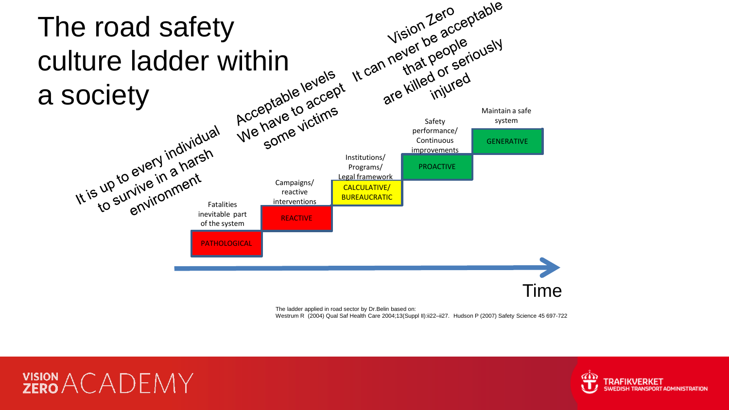# The road safety culture ladder within a society

It is up to every individual to survive in a harsh environment

Acceptable levels We have to accept some victims

Vision Zero It can never be acceptable that people are killed or seriously injured

| Stage | Description |
|---|---|
| PATHOLOGICAL | Fatalities inevitable part of the system |
| REACTIVE | Campaigns/ reactive interventions |
| CALCULATIVE/ BUREAUCRATIC | Institutions/ Programs/ Legal framework |
| PROACTIVE | Safety performance/ Continuous improvements |
| GENERATIVE | Maintain a safe system |

Time

The ladder applied in road sector by Dr.Belin based on:
Westrum R (2004) Qual Saf Health Care 2004;13(Suppl II):ii22–ii27. Hudson P (2007) Safety Science 45 697-722

VISION ZERO ACADEMY

TRAFIKVERKET SWEDISH TRANSPORT ADMINISTRATION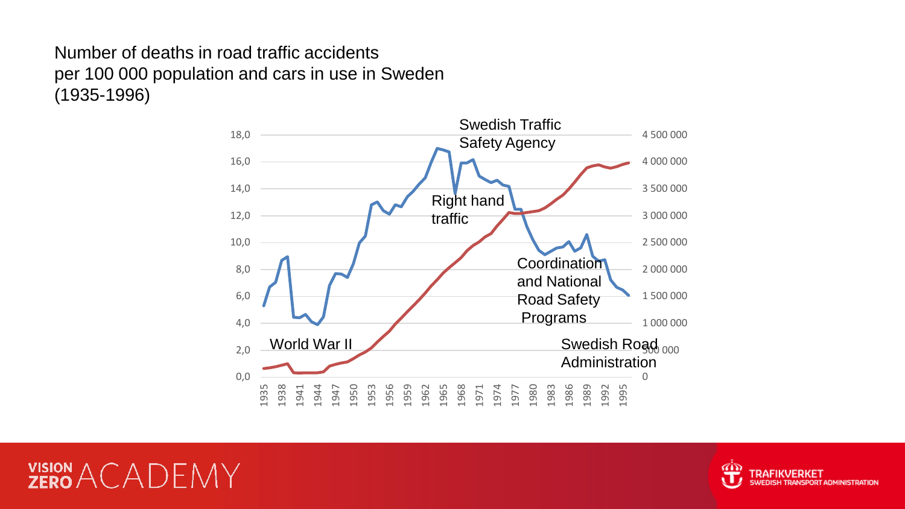Number of deaths in road traffic accidents per 100 000 population and cars in use in Sweden (1935-1996)

Swedish Traffic Safety Agency

Right hand traffic

Coordination and National Road Safety Programs

World War II

Swedish Road Administration

18,0
16,0
14,0
12,0
10,0
8,0
6,0
4,0
2,0
0,0

4 500 000
4 000 000
3 500 000
3 000 000
2 500 000
2 000 000
1 500 000
1 000 000
500 000
0

1935 1938 1941 1944 1947 1950 1953 1956 1959 1962 1965 1968 1971 1974 1977 1980 1983 1986 1989 1992 1995

VISION ZERO ACADEMY

TRAFIKVERKET
SWEDISH TRANSPORT ADMINISTRATION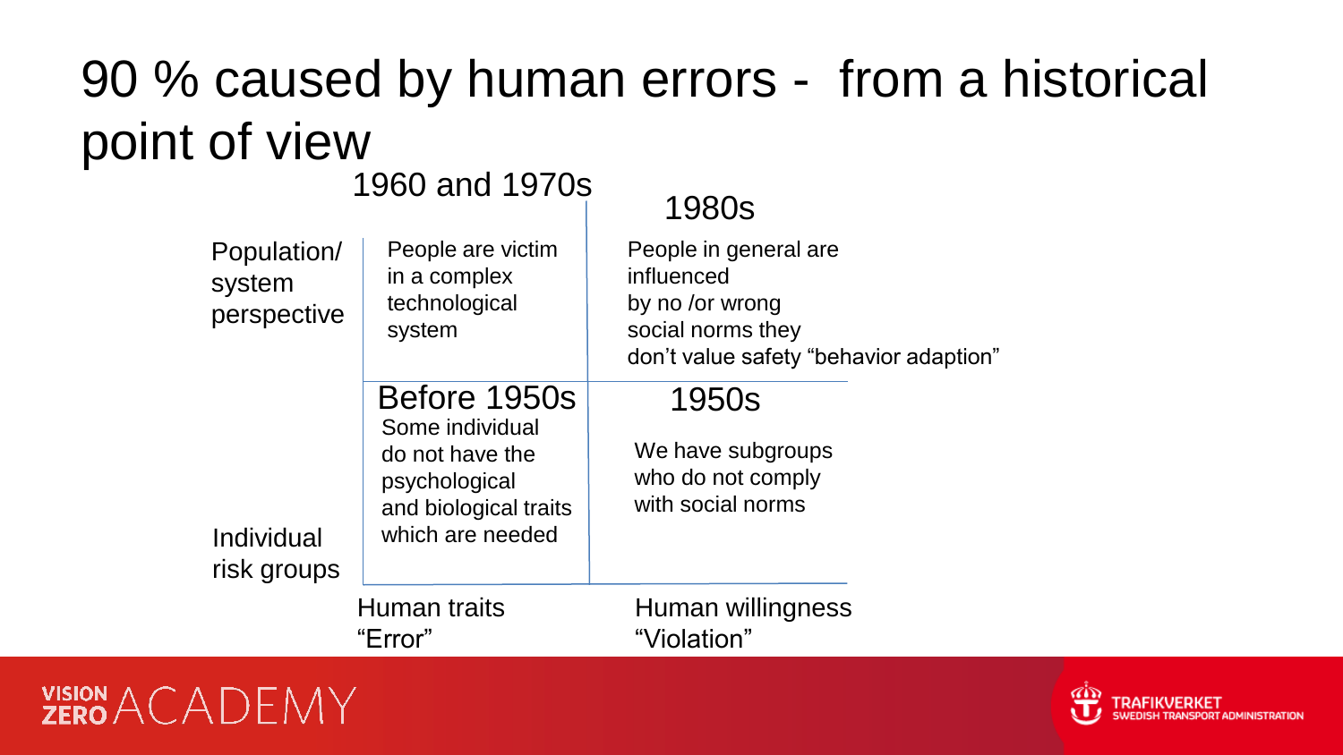# 90 % caused by human errors - from a historical point of view

| | Human traits "Error" | Human willingness "Violation" |
|---|---|---|
| Population/ system perspective | **1960 and 1970s**<br>People are victim in a complex technological system | **1980s**<br>People in general are influenced by no /or wrong social norms they don't value safety "behavior adaption" |
| Individual risk groups | **Before 1950s**<br>Some individual do not have the psychological and biological traits which are needed | **1950s**<br>We have subgroups who do not comply with social norms |